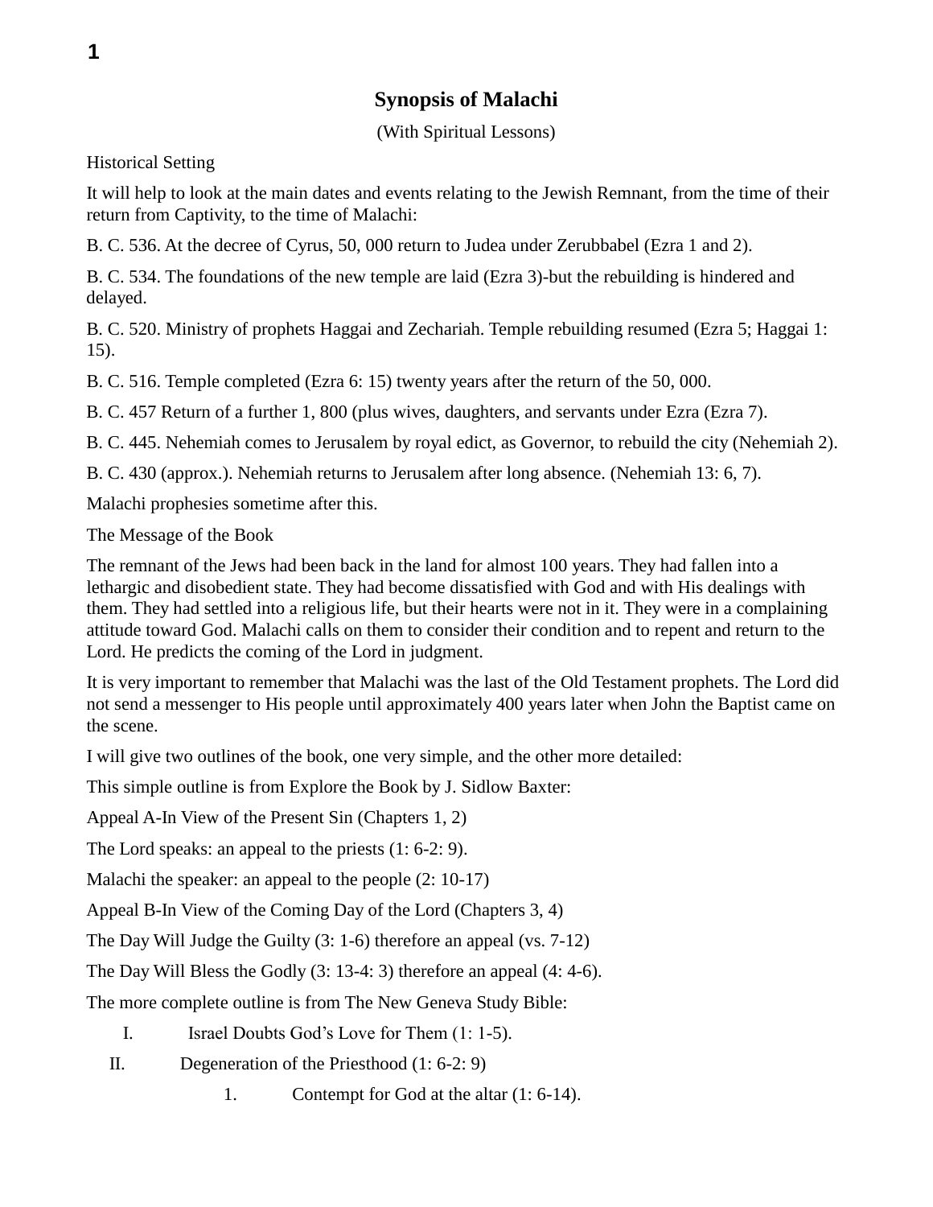# Synopsis of Malachi

(With Spiritual Lessons)

Historical Setting

It will help to look at the main dates and events relating to the Jewish Remnant, from the time of their return from Captivity, to the time of Malachi:

B. C. 536. At the decree of Cyrus, 50, 000 return to Judea under Zerubbabel (Ezra 1 and 2).

B. C. 534. The foundations of the new temple are laid (Ezra 3)-but the rebuilding is hindered and delayed.

B. C. 520. Ministry of prophets Haggai and Zechariah. Temple rebuilding resumed (Ezra 5; Haggai 1: 15).

B. C. 516. Temple completed (Ezra 6: 15) twenty years after the return of the 50, 000.

B. C. 457 Return of a further 1, 800 (plus wives, daughters, and servants under Ezra (Ezra 7).

B. C. 445. Nehemiah comes to Jerusalem by royal edict, as Governor, to rebuild the city (Nehemiah 2).

B. C. 430 (approx.). Nehemiah returns to Jerusalem after long absence. (Nehemiah 13: 6, 7).

Malachi prophesies sometime after this.

The Message of the Book

The remnant of the Jews had been back in the land for almost 100 years. They had fallen into a lethargic and disobedient state. They had become dissatisfied with God and with His dealings with them. They had settled into a religious life, but their hearts were not in it. They were in a complaining attitude toward God. Malachi calls on them to consider their condition and to repent and return to the Lord. He predicts the coming of the Lord in judgment.

It is very important to remember that Malachi was the last of the Old Testament prophets. The Lord did not send a messenger to His people until approximately 400 years later when John the Baptist came on the scene.

I will give two outlines of the book, one very simple, and the other more detailed:

This simple outline is from Explore the Book by J. Sidlow Baxter:

Appeal A-In View of the Present Sin (Chapters 1, 2)

The Lord speaks: an appeal to the priests (1: 6-2: 9).

Malachi the speaker: an appeal to the people (2: 10-17)

Appeal B-In View of the Coming Day of the Lord (Chapters 3, 4)

The Day Will Judge the Guilty (3: 1-6) therefore an appeal (vs. 7-12)

The Day Will Bless the Godly (3: 13-4: 3) therefore an appeal (4: 4-6).

The more complete outline is from The New Geneva Study Bible:

I. Israel Doubts God's Love for Them (1: 1-5).

II. Degeneration of the Priesthood (1: 6-2: 9)

1. Contempt for God at the altar (1: 6-14).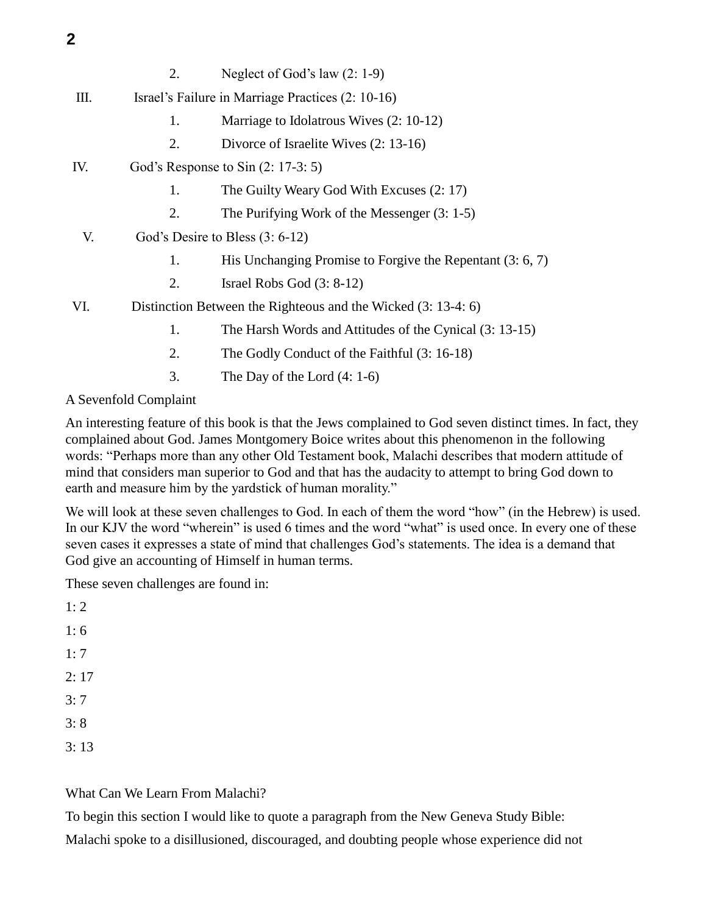2. Neglect of God's law (2: 1-9)

III. Israel's Failure in Marriage Practices (2: 10-16)

1. Marriage to Idolatrous Wives (2: 10-12)
2. Divorce of Israelite Wives (2: 13-16)

IV. God's Response to Sin (2: 17-3: 5)

1. The Guilty Weary God With Excuses (2: 17)
2. The Purifying Work of the Messenger (3: 1-5)

V. God's Desire to Bless (3: 6-12)

1. His Unchanging Promise to Forgive the Repentant (3: 6, 7)
2. Israel Robs God (3: 8-12)

VI. Distinction Between the Righteous and the Wicked (3: 13-4: 6)

1. The Harsh Words and Attitudes of the Cynical (3: 13-15)
2. The Godly Conduct of the Faithful (3: 16-18)
3. The Day of the Lord (4: 1-6)

## A Sevenfold Complaint

An interesting feature of this book is that the Jews complained to God seven distinct times. In fact, they complained about God. James Montgomery Boice writes about this phenomenon in the following words: "Perhaps more than any other Old Testament book, Malachi describes that modern attitude of mind that considers man superior to God and that has the audacity to attempt to bring God down to earth and measure him by the yardstick of human morality."

We will look at these seven challenges to God. In each of them the word "how" (in the Hebrew) is used. In our KJV the word "wherein" is used 6 times and the word "what" is used once. In every one of these seven cases it expresses a state of mind that challenges God's statements. The idea is a demand that God give an accounting of Himself in human terms.

These seven challenges are found in:

1: 2

1: 6

1: 7

2: 17

3: 7

3: 8

3: 13

## What Can We Learn From Malachi?

To begin this section I would like to quote a paragraph from the New Geneva Study Bible:

Malachi spoke to a disillusioned, discouraged, and doubting people whose experience did not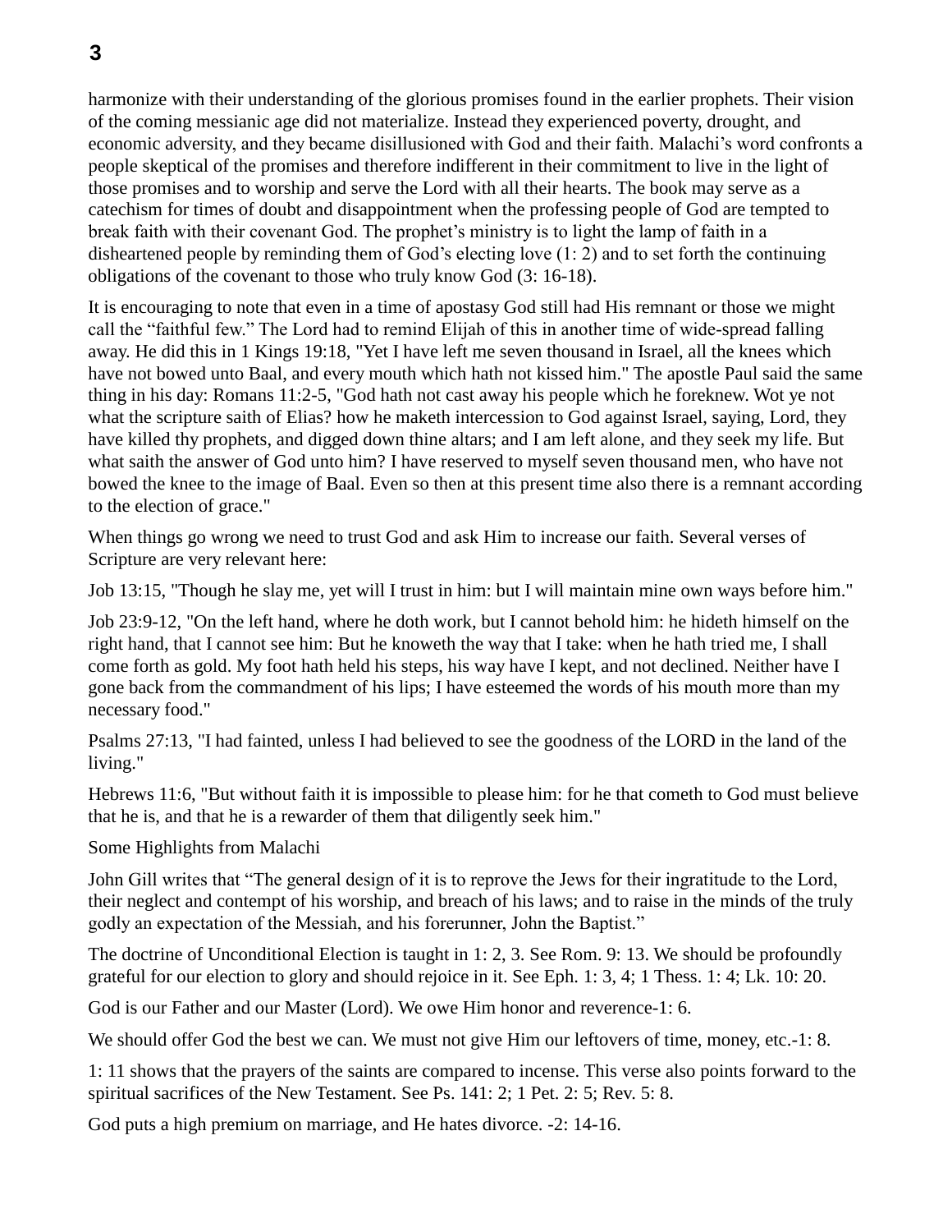harmonize with their understanding of the glorious promises found in the earlier prophets. Their vision of the coming messianic age did not materialize. Instead they experienced poverty, drought, and economic adversity, and they became disillusioned with God and their faith. Malachi's word confronts a people skeptical of the promises and therefore indifferent in their commitment to live in the light of those promises and to worship and serve the Lord with all their hearts. The book may serve as a catechism for times of doubt and disappointment when the professing people of God are tempted to break faith with their covenant God. The prophet's ministry is to light the lamp of faith in a disheartened people by reminding them of God's electing love (1: 2) and to set forth the continuing obligations of the covenant to those who truly know God (3: 16-18).

It is encouraging to note that even in a time of apostasy God still had His remnant or those we might call the "faithful few." The Lord had to remind Elijah of this in another time of wide-spread falling away. He did this in 1 Kings 19:18, "Yet I have left me seven thousand in Israel, all the knees which have not bowed unto Baal, and every mouth which hath not kissed him." The apostle Paul said the same thing in his day: Romans 11:2-5, "God hath not cast away his people which he foreknew. Wot ye not what the scripture saith of Elias? how he maketh intercession to God against Israel, saying, Lord, they have killed thy prophets, and digged down thine altars; and I am left alone, and they seek my life. But what saith the answer of God unto him? I have reserved to myself seven thousand men, who have not bowed the knee to the image of Baal. Even so then at this present time also there is a remnant according to the election of grace."

When things go wrong we need to trust God and ask Him to increase our faith. Several verses of Scripture are very relevant here:

Job 13:15, "Though he slay me, yet will I trust in him: but I will maintain mine own ways before him."

Job 23:9-12, "On the left hand, where he doth work, but I cannot behold him: he hideth himself on the right hand, that I cannot see him: But he knoweth the way that I take: when he hath tried me, I shall come forth as gold. My foot hath held his steps, his way have I kept, and not declined. Neither have I gone back from the commandment of his lips; I have esteemed the words of his mouth more than my necessary food."

Psalms 27:13, "I had fainted, unless I had believed to see the goodness of the LORD in the land of the living."

Hebrews 11:6, "But without faith it is impossible to please him: for he that cometh to God must believe that he is, and that he is a rewarder of them that diligently seek him."

Some Highlights from Malachi

John Gill writes that "The general design of it is to reprove the Jews for their ingratitude to the Lord, their neglect and contempt of his worship, and breach of his laws; and to raise in the minds of the truly godly an expectation of the Messiah, and his forerunner, John the Baptist."

The doctrine of Unconditional Election is taught in 1: 2, 3. See Rom. 9: 13. We should be profoundly grateful for our election to glory and should rejoice in it. See Eph. 1: 3, 4; 1 Thess. 1: 4; Lk. 10: 20.

God is our Father and our Master (Lord). We owe Him honor and reverence-1: 6.

We should offer God the best we can. We must not give Him our leftovers of time, money, etc.-1: 8.

1: 11 shows that the prayers of the saints are compared to incense. This verse also points forward to the spiritual sacrifices of the New Testament. See Ps. 141: 2; 1 Pet. 2: 5; Rev. 5: 8.

God puts a high premium on marriage, and He hates divorce. -2: 14-16.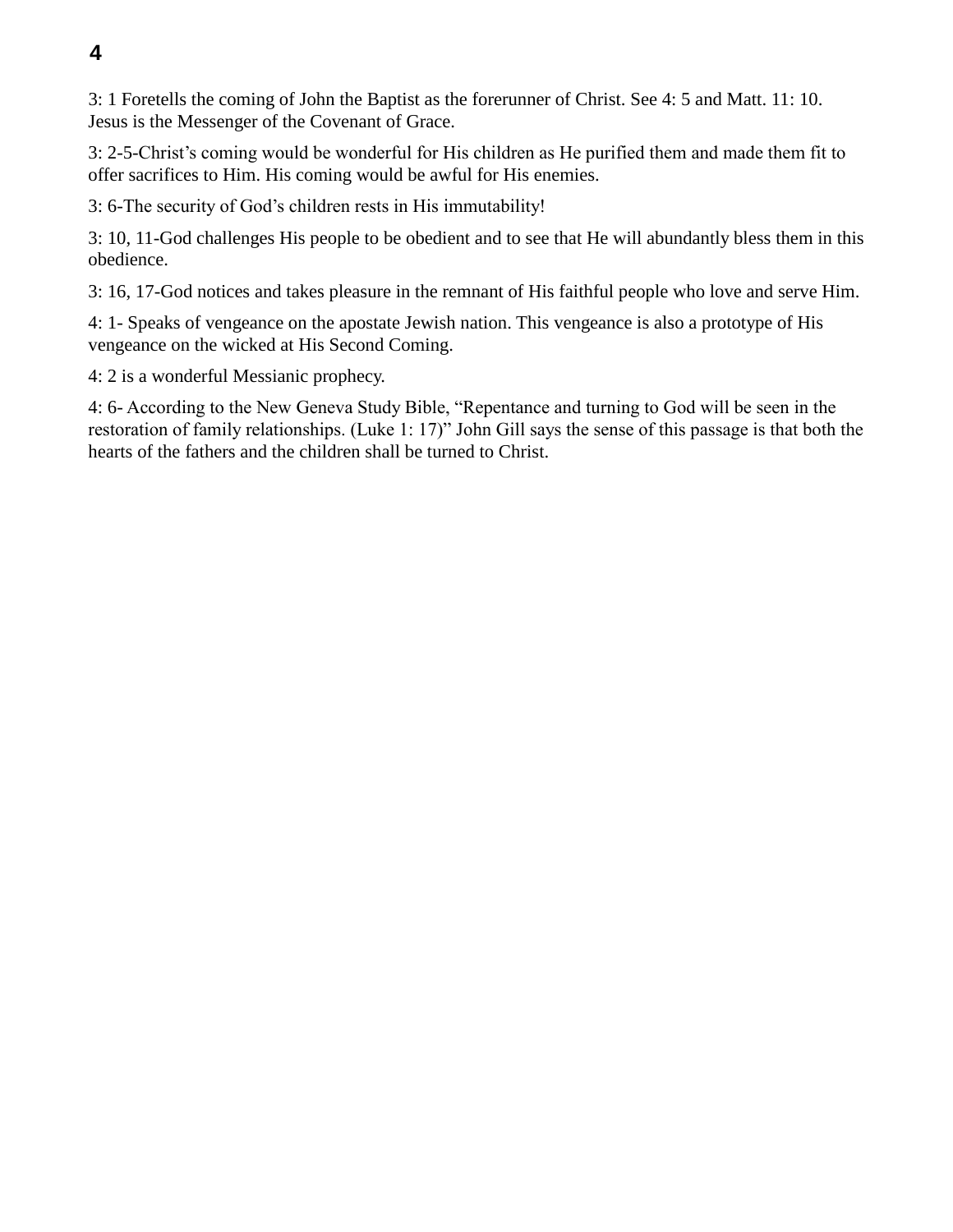3: 1 Foretells the coming of John the Baptist as the forerunner of Christ. See 4: 5 and Matt. 11: 10. Jesus is the Messenger of the Covenant of Grace.

3: 2-5-Christ's coming would be wonderful for His children as He purified them and made them fit to offer sacrifices to Him. His coming would be awful for His enemies.

3: 6-The security of God's children rests in His immutability!

3: 10, 11-God challenges His people to be obedient and to see that He will abundantly bless them in this obedience.

3: 16, 17-God notices and takes pleasure in the remnant of His faithful people who love and serve Him.

4: 1- Speaks of vengeance on the apostate Jewish nation. This vengeance is also a prototype of His vengeance on the wicked at His Second Coming.

4: 2 is a wonderful Messianic prophecy.

4: 6- According to the New Geneva Study Bible, "Repentance and turning to God will be seen in the restoration of family relationships. (Luke 1: 17)" John Gill says the sense of this passage is that both the hearts of the fathers and the children shall be turned to Christ.